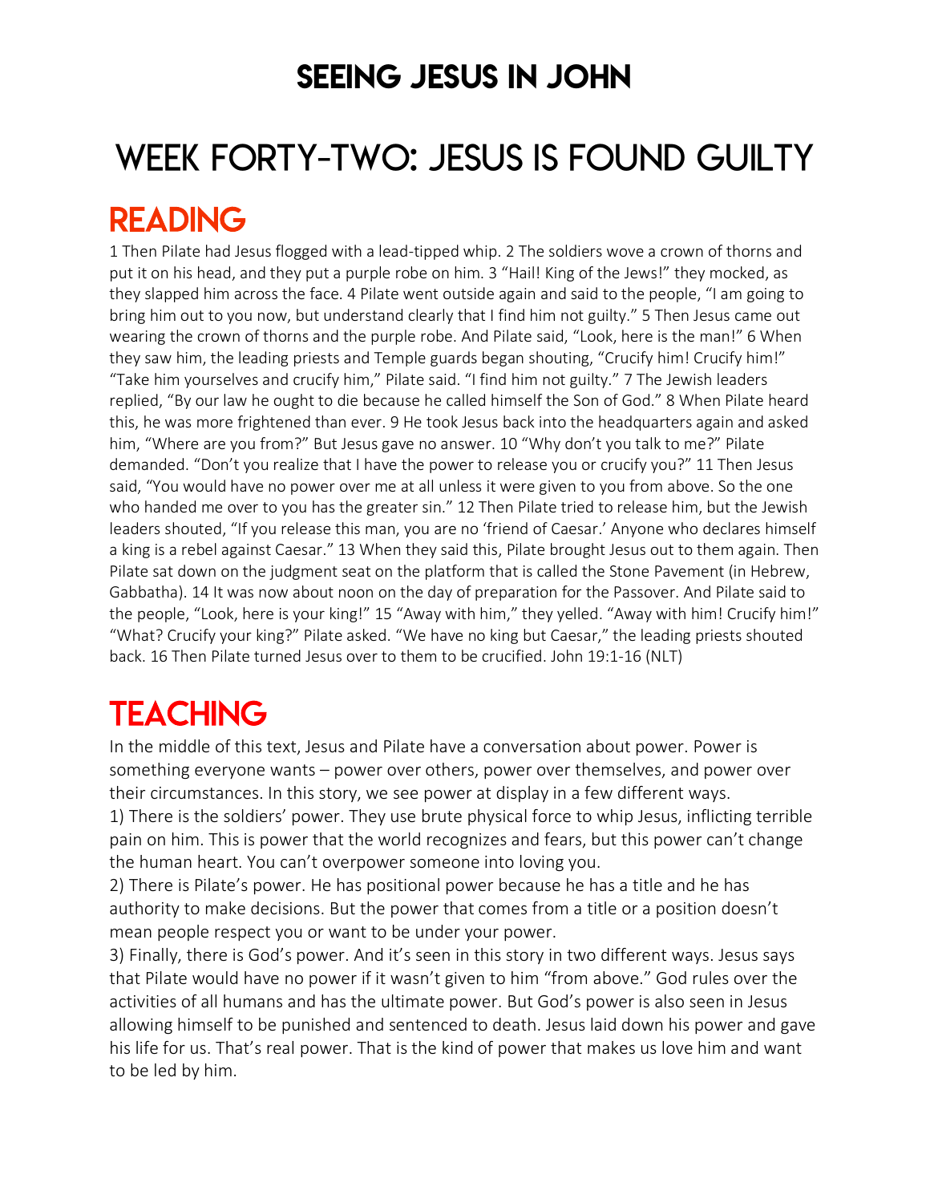# SEEING JESUS IN JOHN

# WEEK FORTY-TWO: JESUS IS FOUND GUILTY

## READING

1 Then Pilate had Jesus flogged with a lead-tipped whip. 2 The soldiers wove a crown of thorns and put it on his head, and they put a purple robe on him. 3 "Hail! King of the Jews!" they mocked, as they slapped him across the face. 4 Pilate went outside again and said to the people, "I am going to bring him out to you now, but understand clearly that I find him not guilty." 5 Then Jesus came out wearing the crown of thorns and the purple robe. And Pilate said, "Look, here is the man!" 6 When they saw him, the leading priests and Temple guards began shouting, "Crucify him! Crucify him!" "Take him yourselves and crucify him," Pilate said. "I find him not guilty." 7 The Jewish leaders replied, "By our law he ought to die because he called himself the Son of God." 8 When Pilate heard this, he was more frightened than ever. 9 He took Jesus back into the headquarters again and asked him, "Where are you from?" But Jesus gave no answer. 10 "Why don't you talk to me?" Pilate demanded. "Don't you realize that I have the power to release you or crucify you?" 11 Then Jesus said, "You would have no power over me at all unless it were given to you from above. So the one who handed me over to you has the greater sin." 12 Then Pilate tried to release him, but the Jewish leaders shouted, "If you release this man, you are no 'friend of Caesar.' Anyone who declares himself a king is a rebel against Caesar." 13 When they said this, Pilate brought Jesus out to them again. Then Pilate sat down on the judgment seat on the platform that is called the Stone Pavement (in Hebrew, Gabbatha). 14 It was now about noon on the day of preparation for the Passover. And Pilate said to the people, "Look, here is your king!" 15 "Away with him," they yelled. "Away with him! Crucify him!" "What? Crucify your king?" Pilate asked. "We have no king but Caesar," the leading priests shouted back. 16 Then Pilate turned Jesus over to them to be crucified. John 19:1-16 (NLT)

## TEACHING

In the middle of this text, Jesus and Pilate have a conversation about power. Power is something everyone wants – power over others, power over themselves, and power over their circumstances. In this story, we see power at display in a few different ways.

1) There is the soldiers' power. They use brute physical force to whip Jesus, inflicting terrible pain on him. This is power that the world recognizes and fears, but this power can't change the human heart. You can't overpower someone into loving you.

2) There is Pilate's power. He has positional power because he has a title and he has authority to make decisions. But the power that comes from a title or a position doesn't mean people respect you or want to be under your power.

3) Finally, there is God's power. And it's seen in this story in two different ways. Jesus says that Pilate would have no power if it wasn't given to him "from above." God rules over the activities of all humans and has the ultimate power. But God's power is also seen in Jesus allowing himself to be punished and sentenced to death. Jesus laid down his power and gave his life for us. That's real power. That is the kind of power that makes us love him and want to be led by him.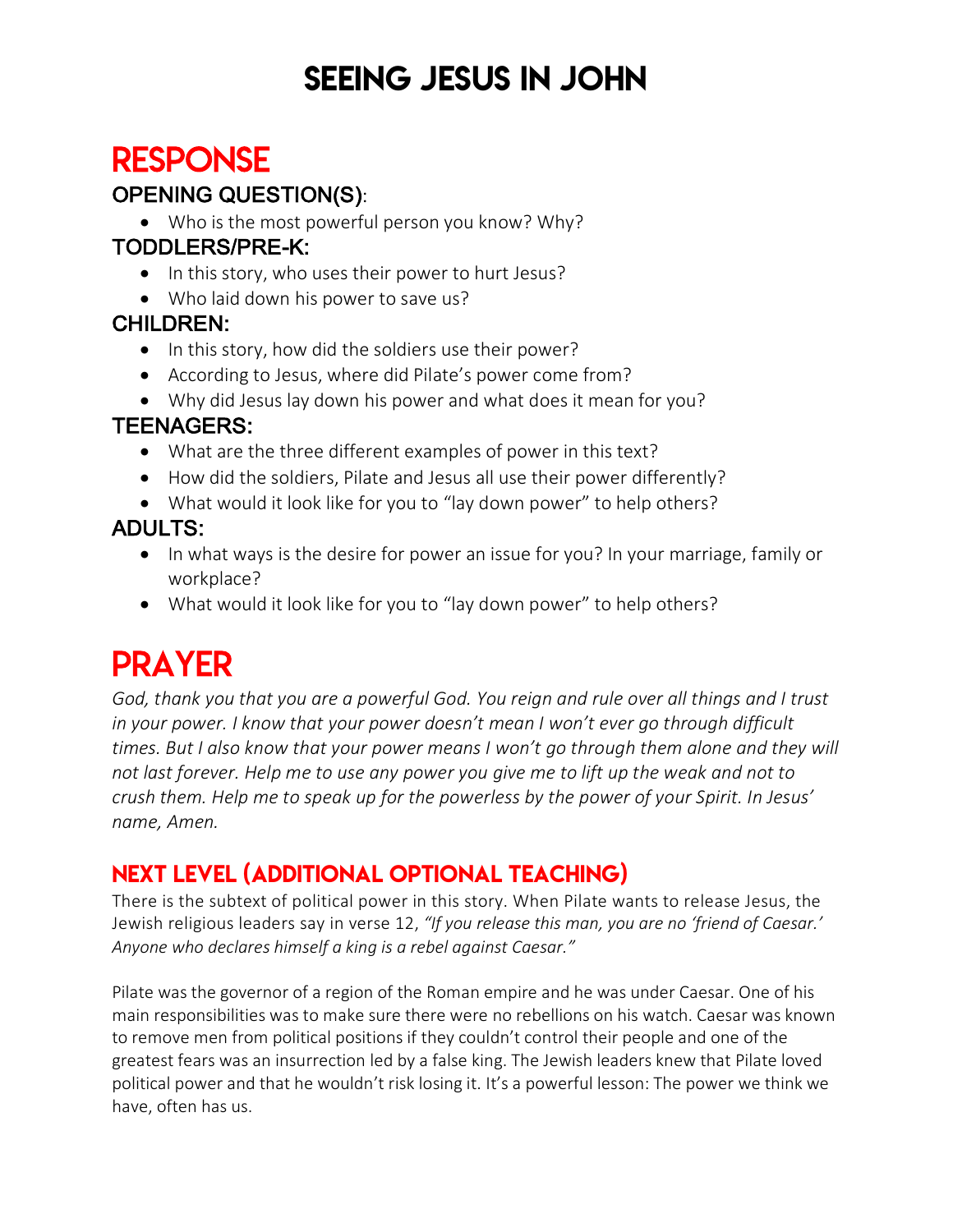# SEEING JESUS IN JOHN

## RESPONSE

### OPENING QUESTION(S):

- Who is the most powerful person you know? Why?

### TODDLERS/PRE-K:

- In this story, who uses their power to hurt Jesus?
- Who laid down his power to save us?

### CHILDREN:

- In this story, how did the soldiers use their power?
- According to Jesus, where did Pilate's power come from?
- Why did Jesus lay down his power and what does it mean for you?

### TEENAGERS:

- What are the three different examples of power in this text?
- How did the soldiers, Pilate and Jesus all use their power differently?
- What would it look like for you to "lay down power" to help others?

### ADULTS:

- In what ways is the desire for power an issue for you? In your marriage, family or workplace?
- What would it look like for you to "lay down power" to help others?

## PRAYER

*God, thank you that you are a powerful God. You reign and rule over all things and I trust in your power. I know that your power doesn't mean I won't ever go through difficult times. But I also know that your power means I won't go through them alone and they will not last forever. Help me to use any power you give me to lift up the weak and not to crush them. Help me to speak up for the powerless by the power of your Spirit. In Jesus' name, Amen.*

### NEXT LEVEL (ADDITIONAL OPTIONAL TEACHING)

There is the subtext of political power in this story. When Pilate wants to release Jesus, the Jewish religious leaders say in verse 12, *"If you release this man, you are no 'friend of Caesar.' Anyone who declares himself a king is a rebel against Caesar."*

Pilate was the governor of a region of the Roman empire and he was under Caesar. One of his main responsibilities was to make sure there were no rebellions on his watch. Caesar was known to remove men from political positions if they couldn't control their people and one of the greatest fears was an insurrection led by a false king. The Jewish leaders knew that Pilate loved political power and that he wouldn't risk losing it. It's a powerful lesson: The power we think we have, often has us.